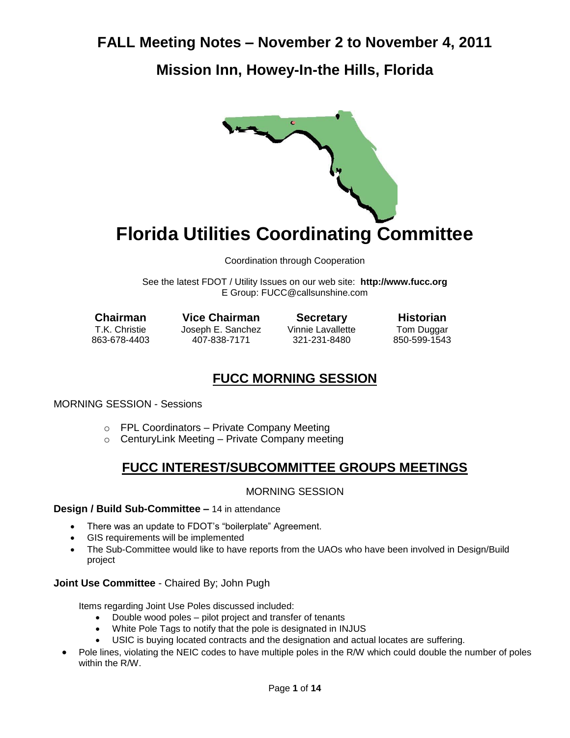# FALL Meeting Notes – November 2 to November 4, 2011

## Mission Inn, Howey-In-the Hills, Florida

# Florida Utilities Coordinating Committee

Coordination through Cooperation

See the latest FDOT / Utility Issues on our web site: **http://www.fucc.org**
E Group: FUCC@callsunshine.com

| **Chairman** | **Vice Chairman** | **Secretary** | **Historian** |
|---|---|---|---|
| T.K. Christie | Joseph E. Sanchez | Vinnie Lavallette | Tom Duggar |
| 863-678-4403 | 407-838-7171 | 321-231-8480 | 850-599-1543 |

## FUCC MORNING SESSION

MORNING SESSION - Sessions

- FPL Coordinators – Private Company Meeting
- CenturyLink Meeting – Private Company meeting

## FUCC INTEREST/SUBCOMMITTEE GROUPS MEETINGS

MORNING SESSION

**Design / Build Sub-Committee –** 14 in attendance

- There was an update to FDOT's "boilerplate" Agreement.
- GIS requirements will be implemented
- The Sub-Committee would like to have reports from the UAOs who have been involved in Design/Build project

**Joint Use Committee** - Chaired By; John Pugh

Items regarding Joint Use Poles discussed included:

- Double wood poles – pilot project and transfer of tenants
- White Pole Tags to notify that the pole is designated in INJUS
- USIC is buying located contracts and the designation and actual locates are suffering.
- Pole lines, violating the NEIC codes to have multiple poles in the R/W which could double the number of poles within the R/W.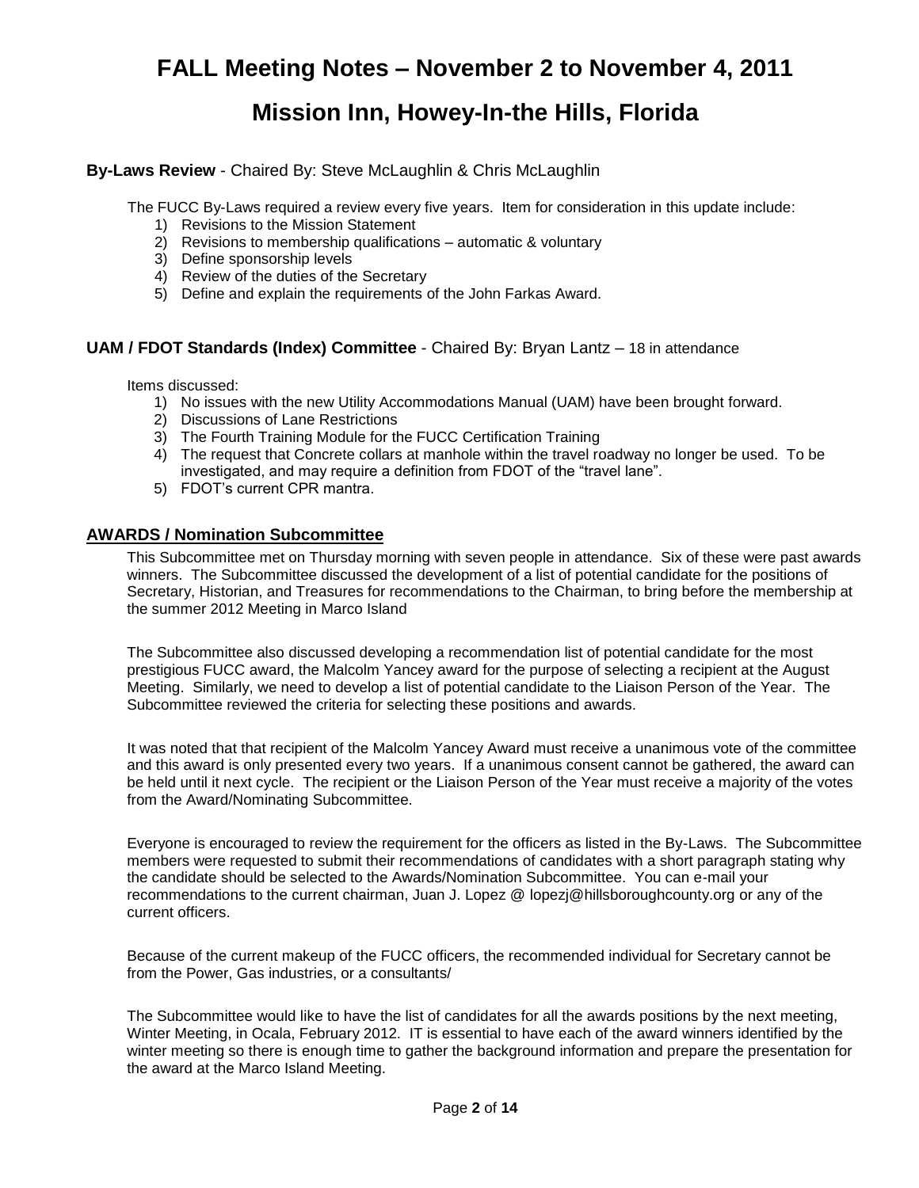# FALL Meeting Notes – November 2 to November 4, 2011

# Mission Inn, Howey-In-the Hills, Florida

**By-Laws Review** - Chaired By: Steve McLaughlin & Chris McLaughlin

The FUCC By-Laws required a review every five years. Item for consideration in this update include:

1) Revisions to the Mission Statement
2) Revisions to membership qualifications – automatic & voluntary
3) Define sponsorship levels
4) Review of the duties of the Secretary
5) Define and explain the requirements of the John Farkas Award.

**UAM / FDOT Standards (Index) Committee** - Chaired By: Bryan Lantz – 18 in attendance

Items discussed:

1) No issues with the new Utility Accommodations Manual (UAM) have been brought forward.
2) Discussions of Lane Restrictions
3) The Fourth Training Module for the FUCC Certification Training
4) The request that Concrete collars at manhole within the travel roadway no longer be used. To be investigated, and may require a definition from FDOT of the "travel lane".
5) FDOT's current CPR mantra.

**AWARDS / Nomination Subcommittee**

This Subcommittee met on Thursday morning with seven people in attendance. Six of these were past awards winners. The Subcommittee discussed the development of a list of potential candidate for the positions of Secretary, Historian, and Treasures for recommendations to the Chairman, to bring before the membership at the summer 2012 Meeting in Marco Island

The Subcommittee also discussed developing a recommendation list of potential candidate for the most prestigious FUCC award, the Malcolm Yancey award for the purpose of selecting a recipient at the August Meeting. Similarly, we need to develop a list of potential candidate to the Liaison Person of the Year. The Subcommittee reviewed the criteria for selecting these positions and awards.

It was noted that that recipient of the Malcolm Yancey Award must receive a unanimous vote of the committee and this award is only presented every two years. If a unanimous consent cannot be gathered, the award can be held until it next cycle. The recipient or the Liaison Person of the Year must receive a majority of the votes from the Award/Nominating Subcommittee.

Everyone is encouraged to review the requirement for the officers as listed in the By-Laws. The Subcommittee members were requested to submit their recommendations of candidates with a short paragraph stating why the candidate should be selected to the Awards/Nomination Subcommittee. You can e-mail your recommendations to the current chairman, Juan J. Lopez @ lopezj@hillsboroughcounty.org or any of the current officers.

Because of the current makeup of the FUCC officers, the recommended individual for Secretary cannot be from the Power, Gas industries, or a consultants/

The Subcommittee would like to have the list of candidates for all the awards positions by the next meeting, Winter Meeting, in Ocala, February 2012. IT is essential to have each of the award winners identified by the winter meeting so there is enough time to gather the background information and prepare the presentation for the award at the Marco Island Meeting.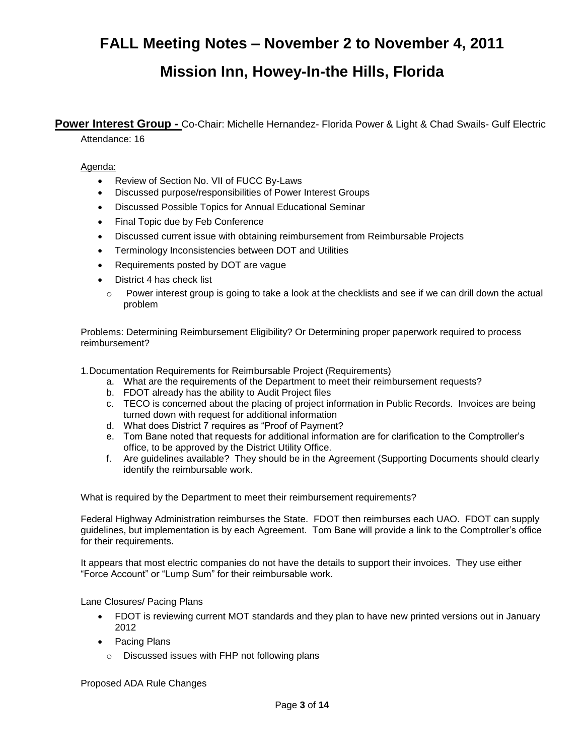# FALL Meeting Notes – November 2 to November 4, 2011

# Mission Inn, Howey-In-the Hills, Florida

**Power Interest Group -** Co-Chair: Michelle Hernandez- Florida Power & Light & Chad Swails- Gulf Electric

Attendance: 16

Agenda:

- Review of Section No. VII of FUCC By-Laws
- Discussed purpose/responsibilities of Power Interest Groups
- Discussed Possible Topics for Annual Educational Seminar
- Final Topic due by Feb Conference
- Discussed current issue with obtaining reimbursement from Reimbursable Projects
- Terminology Inconsistencies between DOT and Utilities
- Requirements posted by DOT are vague
- District 4 has check list
  - Power interest group is going to take a look at the checklists and see if we can drill down the actual problem

Problems: Determining Reimbursement Eligibility? Or Determining proper paperwork required to process reimbursement?

1. Documentation Requirements for Reimbursable Project (Requirements)
   a. What are the requirements of the Department to meet their reimbursement requests?
   b. FDOT already has the ability to Audit Project files
   c. TECO is concerned about the placing of project information in Public Records. Invoices are being turned down with request for additional information
   d. What does District 7 requires as "Proof of Payment?
   e. Tom Bane noted that requests for additional information are for clarification to the Comptroller's office, to be approved by the District Utility Office.
   f. Are guidelines available? They should be in the Agreement (Supporting Documents should clearly identify the reimbursable work.

What is required by the Department to meet their reimbursement requirements?

Federal Highway Administration reimburses the State. FDOT then reimburses each UAO. FDOT can supply guidelines, but implementation is by each Agreement. Tom Bane will provide a link to the Comptroller's office for their requirements.

It appears that most electric companies do not have the details to support their invoices. They use either "Force Account" or "Lump Sum" for their reimbursable work.

Lane Closures/ Pacing Plans

- FDOT is reviewing current MOT standards and they plan to have new printed versions out in January 2012
- Pacing Plans
  - Discussed issues with FHP not following plans

Proposed ADA Rule Changes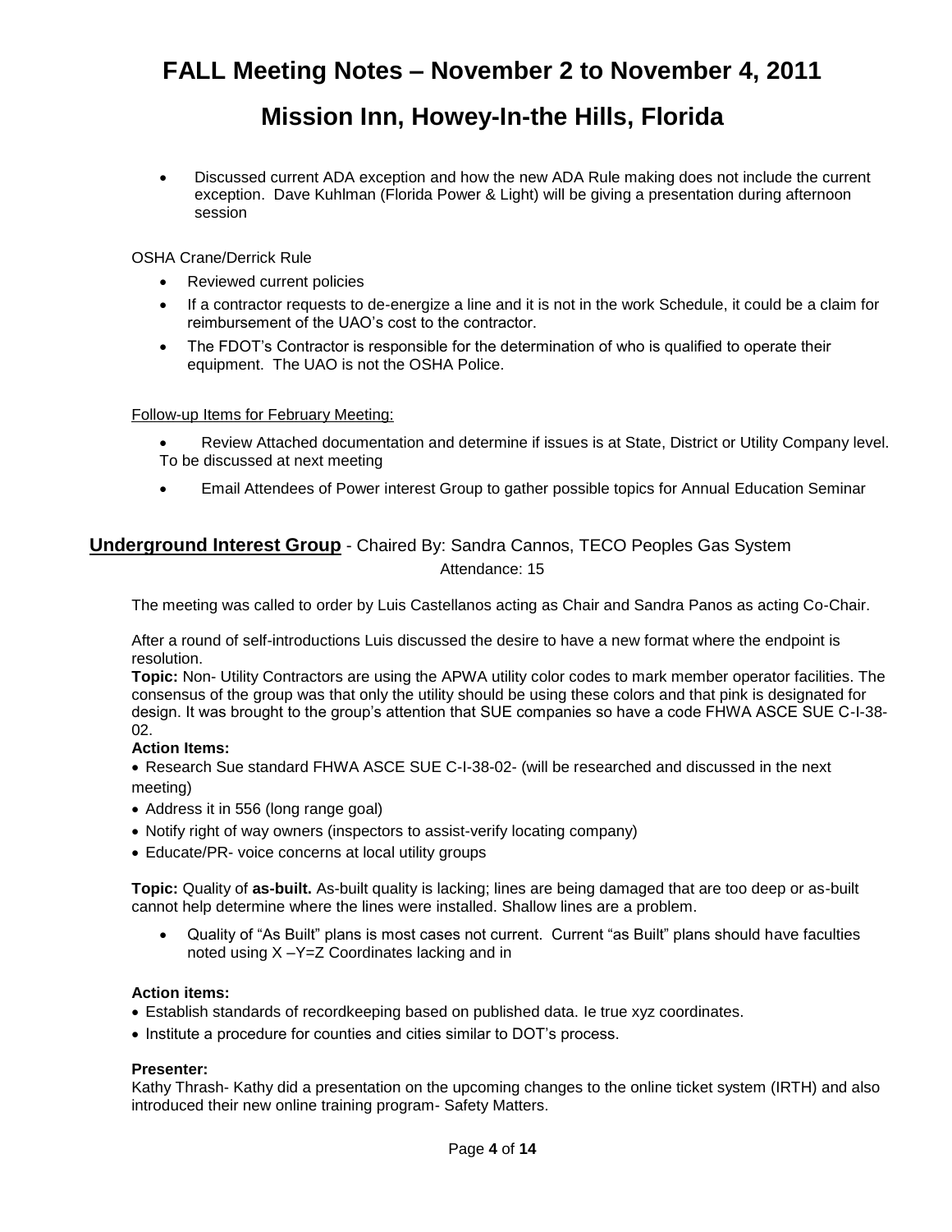- Discussed current ADA exception and how the new ADA Rule making does not include the current exception. Dave Kuhlman (Florida Power & Light) will be giving a presentation during afternoon session

OSHA Crane/Derrick Rule

- Reviewed current policies
- If a contractor requests to de-energize a line and it is not in the work Schedule, it could be a claim for reimbursement of the UAO's cost to the contractor.
- The FDOT's Contractor is responsible for the determination of who is qualified to operate their equipment. The UAO is not the OSHA Police.

Follow-up Items for February Meeting:

- Review Attached documentation and determine if issues is at State, District or Utility Company level. To be discussed at next meeting
- Email Attendees of Power interest Group to gather possible topics for Annual Education Seminar

## Underground Interest Group - Chaired By: Sandra Cannos, TECO Peoples Gas System

Attendance: 15

The meeting was called to order by Luis Castellanos acting as Chair and Sandra Panos as acting Co-Chair.

After a round of self-introductions Luis discussed the desire to have a new format where the endpoint is resolution.

**Topic:** Non- Utility Contractors are using the APWA utility color codes to mark member operator facilities. The consensus of the group was that only the utility should be using these colors and that pink is designated for design. It was brought to the group's attention that SUE companies so have a code FHWA ASCE SUE C-I-38-02.

**Action Items:**

- Research Sue standard FHWA ASCE SUE C-I-38-02- (will be researched and discussed in the next meeting)
- Address it in 556 (long range goal)
- Notify right of way owners (inspectors to assist-verify locating company)
- Educate/PR- voice concerns at local utility groups

**Topic:** Quality of **as-built.** As-built quality is lacking; lines are being damaged that are too deep or as-built cannot help determine where the lines were installed. Shallow lines are a problem.

- Quality of "As Built" plans is most cases not current. Current "as Built" plans should have faculties noted using X –Y=Z Coordinates lacking and in

**Action items:**

- Establish standards of recordkeeping based on published data. Ie true xyz coordinates.
- Institute a procedure for counties and cities similar to DOT's process.

**Presenter:**

Kathy Thrash- Kathy did a presentation on the upcoming changes to the online ticket system (IRTH) and also introduced their new online training program- Safety Matters.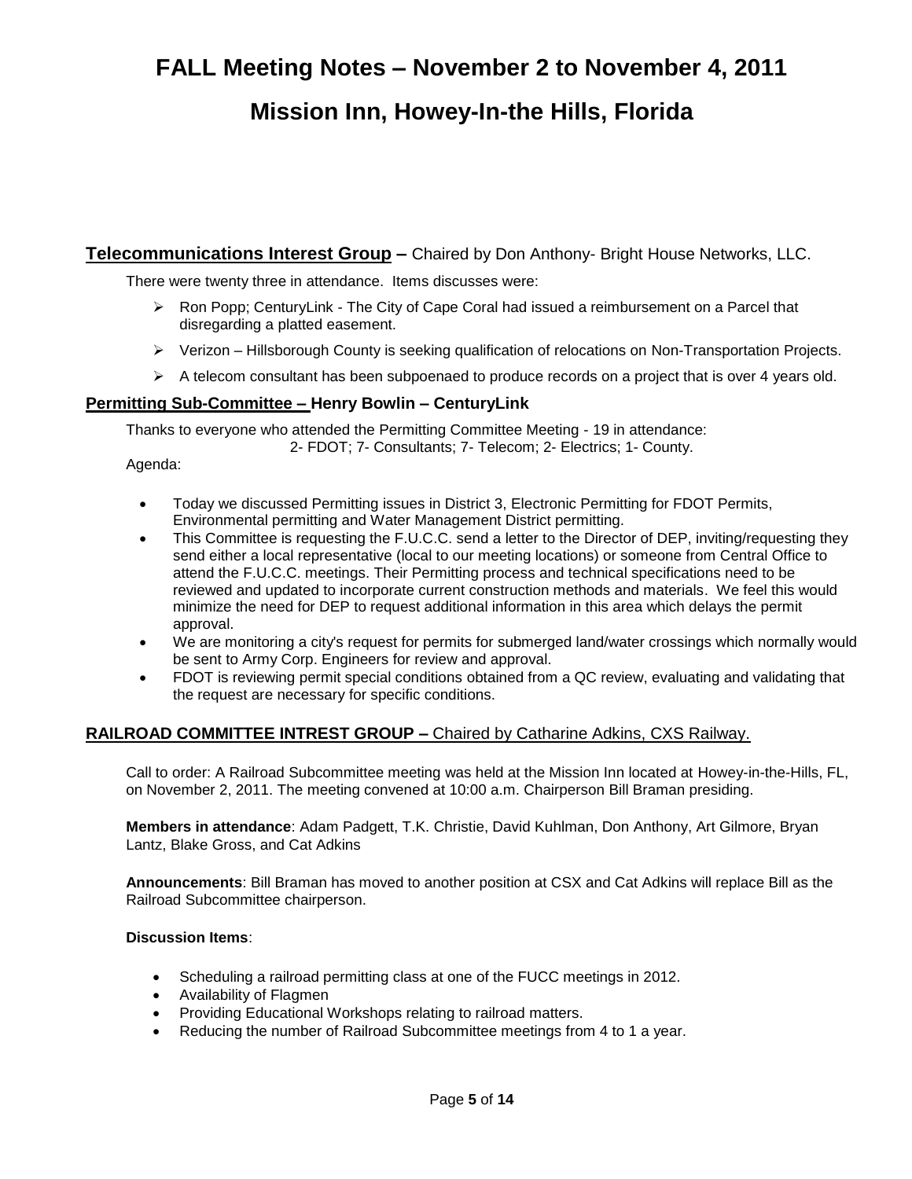# FALL Meeting Notes – November 2 to November 4, 2011

# Mission Inn, Howey-In-the Hills, Florida

**Telecommunications Interest Group –** Chaired by Don Anthony- Bright House Networks, LLC.

There were twenty three in attendance. Items discusses were:

- Ron Popp; CenturyLink - The City of Cape Coral had issued a reimbursement on a Parcel that disregarding a platted easement.
- Verizon – Hillsborough County is seeking qualification of relocations on Non-Transportation Projects.
- A telecom consultant has been subpoenaed to produce records on a project that is over 4 years old.

**Permitting Sub-Committee – Henry Bowlin – CenturyLink**

Thanks to everyone who attended the Permitting Committee Meeting - 19 in attendance:
2- FDOT; 7- Consultants; 7- Telecom; 2- Electrics; 1- County.

Agenda:

- Today we discussed Permitting issues in District 3, Electronic Permitting for FDOT Permits, Environmental permitting and Water Management District permitting.
- This Committee is requesting the F.U.C.C. send a letter to the Director of DEP, inviting/requesting they send either a local representative (local to our meeting locations) or someone from Central Office to attend the F.U.C.C. meetings. Their Permitting process and technical specifications need to be reviewed and updated to incorporate current construction methods and materials. We feel this would minimize the need for DEP to request additional information in this area which delays the permit approval.
- We are monitoring a city's request for permits for submerged land/water crossings which normally would be sent to Army Corp. Engineers for review and approval.
- FDOT is reviewing permit special conditions obtained from a QC review, evaluating and validating that the request are necessary for specific conditions.

**RAILROAD COMMITTEE INTREST GROUP –** Chaired by Catharine Adkins, CXS Railway.

Call to order: A Railroad Subcommittee meeting was held at the Mission Inn located at Howey-in-the-Hills, FL, on November 2, 2011. The meeting convened at 10:00 a.m. Chairperson Bill Braman presiding.

**Members in attendance**: Adam Padgett, T.K. Christie, David Kuhlman, Don Anthony, Art Gilmore, Bryan Lantz, Blake Gross, and Cat Adkins

**Announcements**: Bill Braman has moved to another position at CSX and Cat Adkins will replace Bill as the Railroad Subcommittee chairperson.

**Discussion Items**:

- Scheduling a railroad permitting class at one of the FUCC meetings in 2012.
- Availability of Flagmen
- Providing Educational Workshops relating to railroad matters.
- Reducing the number of Railroad Subcommittee meetings from 4 to 1 a year.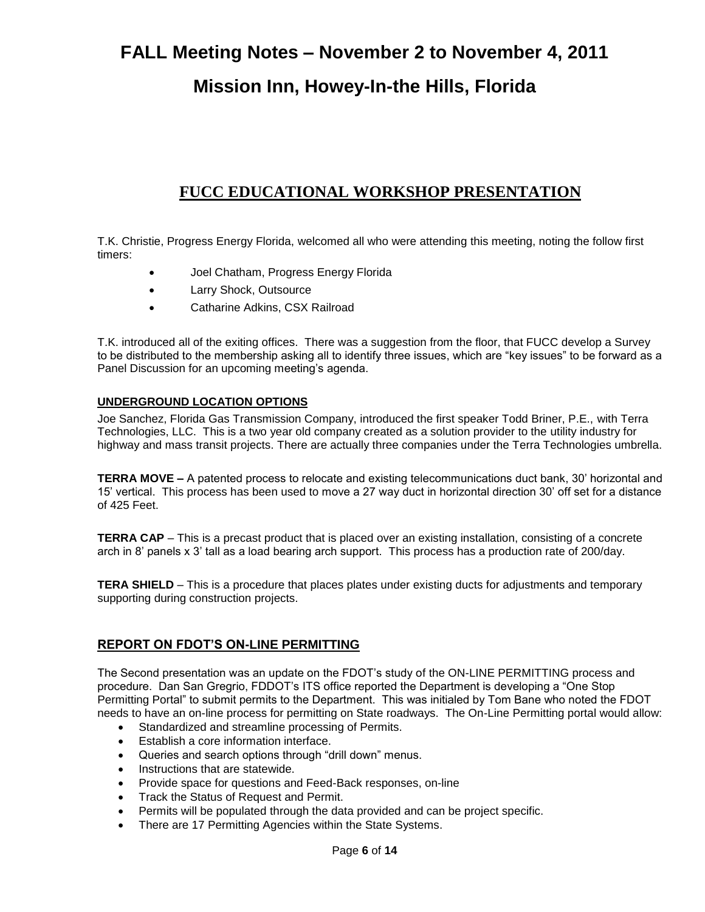# FALL Meeting Notes – November 2 to November 4, 2011

# Mission Inn, Howey-In-the Hills, Florida

## FUCC EDUCATIONAL WORKSHOP PRESENTATION

T.K. Christie, Progress Energy Florida, welcomed all who were attending this meeting, noting the follow first timers:

- Joel Chatham, Progress Energy Florida
- Larry Shock, Outsource
- Catharine Adkins, CSX Railroad

T.K. introduced all of the exiting offices. There was a suggestion from the floor, that FUCC develop a Survey to be distributed to the membership asking all to identify three issues, which are "key issues" to be forward as a Panel Discussion for an upcoming meeting's agenda.

### UNDERGROUND LOCATION OPTIONS

Joe Sanchez, Florida Gas Transmission Company, introduced the first speaker Todd Briner, P.E., with Terra Technologies, LLC. This is a two year old company created as a solution provider to the utility industry for highway and mass transit projects. There are actually three companies under the Terra Technologies umbrella.

**TERRA MOVE –** A patented process to relocate and existing telecommunications duct bank, 30' horizontal and 15' vertical. This process has been used to move a 27 way duct in horizontal direction 30' off set for a distance of 425 Feet.

**TERRA CAP** – This is a precast product that is placed over an existing installation, consisting of a concrete arch in 8' panels x 3' tall as a load bearing arch support. This process has a production rate of 200/day.

**TERA SHIELD** – This is a procedure that places plates under existing ducts for adjustments and temporary supporting during construction projects.

### REPORT ON FDOT'S ON-LINE PERMITTING

The Second presentation was an update on the FDOT's study of the ON-LINE PERMITTING process and procedure. Dan San Gregrio, FDDOT's ITS office reported the Department is developing a "One Stop Permitting Portal" to submit permits to the Department. This was initialed by Tom Bane who noted the FDOT needs to have an on-line process for permitting on State roadways. The On-Line Permitting portal would allow:

- Standardized and streamline processing of Permits.
- Establish a core information interface.
- Queries and search options through "drill down" menus.
- Instructions that are statewide.
- Provide space for questions and Feed-Back responses, on-line
- Track the Status of Request and Permit.
- Permits will be populated through the data provided and can be project specific.
- There are 17 Permitting Agencies within the State Systems.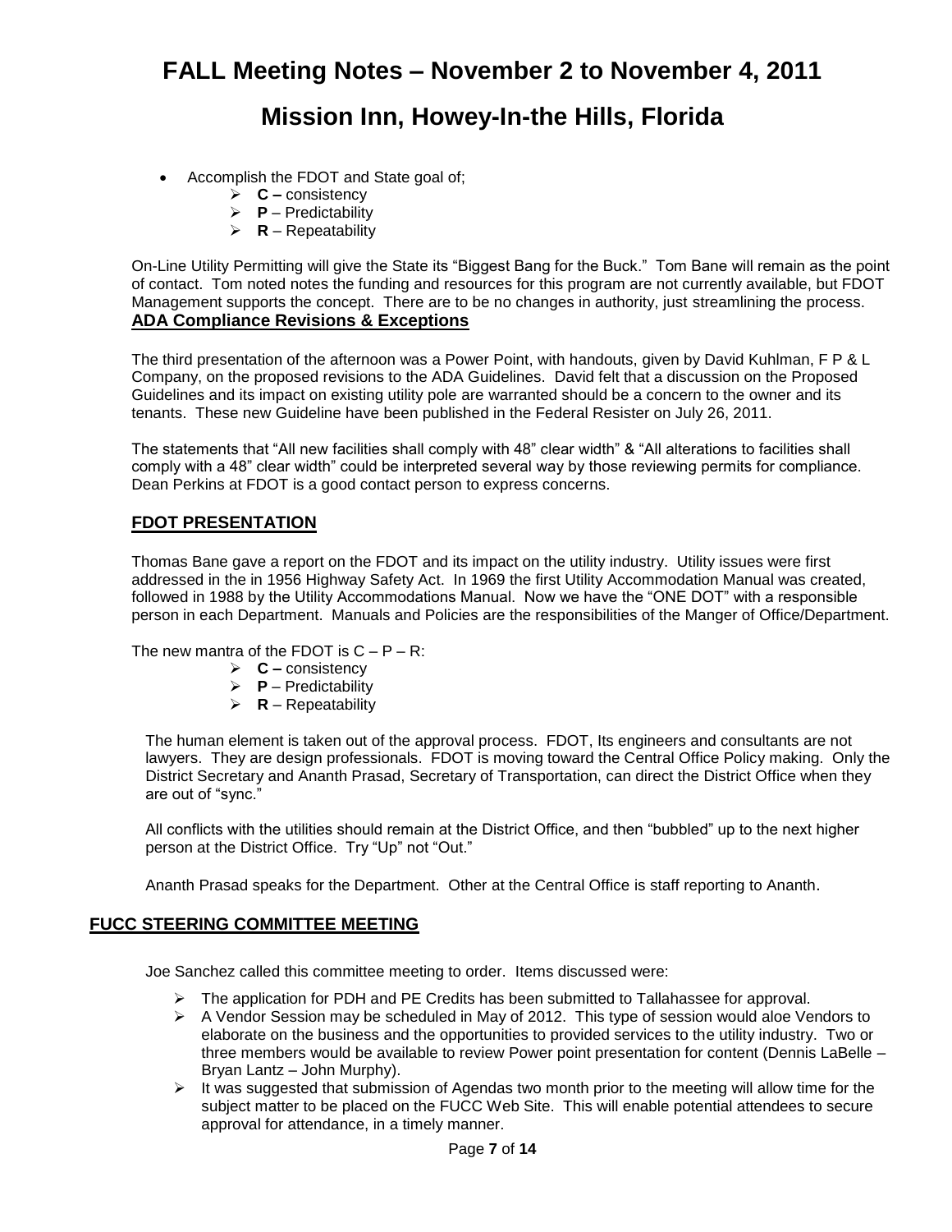- Accomplish the FDOT and State goal of;
  - **C –** consistency
  - **P** – Predictability
  - **R** – Repeatability

On-Line Utility Permitting will give the State its "Biggest Bang for the Buck." Tom Bane will remain as the point of contact. Tom noted notes the funding and resources for this program are not currently available, but FDOT Management supports the concept. There are to be no changes in authority, just streamlining the process.

## ADA Compliance Revisions & Exceptions

The third presentation of the afternoon was a Power Point, with handouts, given by David Kuhlman, F P & L Company, on the proposed revisions to the ADA Guidelines. David felt that a discussion on the Proposed Guidelines and its impact on existing utility pole are warranted should be a concern to the owner and its tenants. These new Guideline have been published in the Federal Resister on July 26, 2011.

The statements that "All new facilities shall comply with 48" clear width" & "All alterations to facilities shall comply with a 48" clear width" could be interpreted several way by those reviewing permits for compliance. Dean Perkins at FDOT is a good contact person to express concerns.

## FDOT PRESENTATION

Thomas Bane gave a report on the FDOT and its impact on the utility industry. Utility issues were first addressed in the in 1956 Highway Safety Act. In 1969 the first Utility Accommodation Manual was created, followed in 1988 by the Utility Accommodations Manual. Now we have the "ONE DOT" with a responsible person in each Department. Manuals and Policies are the responsibilities of the Manger of Office/Department.

The new mantra of the FDOT is C – P – R:

- **C –** consistency
- **P** – Predictability
- **R** – Repeatability

The human element is taken out of the approval process. FDOT, Its engineers and consultants are not lawyers. They are design professionals. FDOT is moving toward the Central Office Policy making. Only the District Secretary and Ananth Prasad, Secretary of Transportation, can direct the District Office when they are out of "sync."

All conflicts with the utilities should remain at the District Office, and then "bubbled" up to the next higher person at the District Office. Try "Up" not "Out."

Ananth Prasad speaks for the Department. Other at the Central Office is staff reporting to Ananth.

## FUCC STEERING COMMITTEE MEETING

Joe Sanchez called this committee meeting to order. Items discussed were:

- The application for PDH and PE Credits has been submitted to Tallahassee for approval.
- A Vendor Session may be scheduled in May of 2012. This type of session would aloe Vendors to elaborate on the business and the opportunities to provided services to the utility industry. Two or three members would be available to review Power point presentation for content (Dennis LaBelle – Bryan Lantz – John Murphy).
- It was suggested that submission of Agendas two month prior to the meeting will allow time for the subject matter to be placed on the FUCC Web Site. This will enable potential attendees to secure approval for attendance, in a timely manner.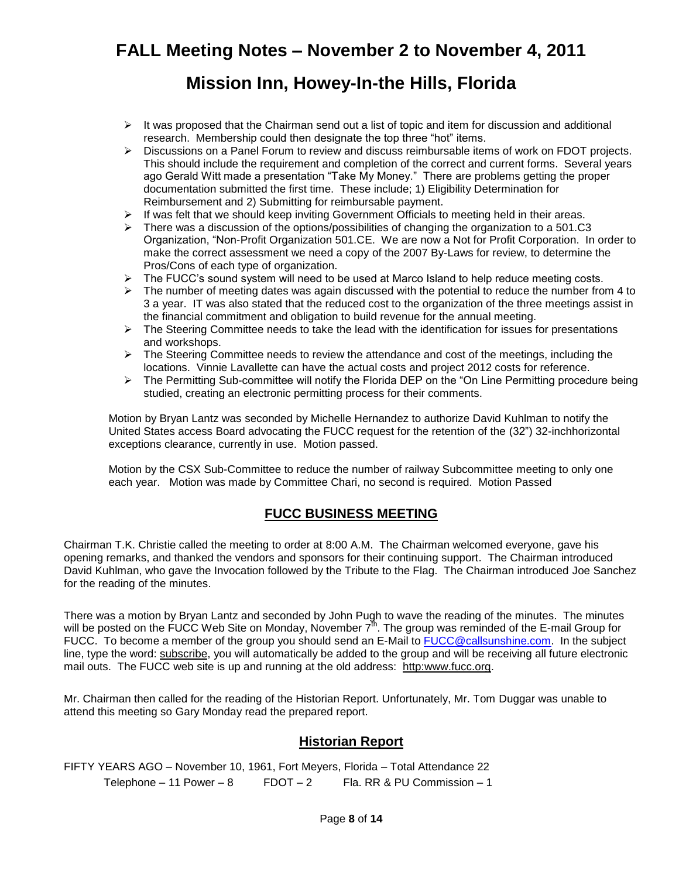- It was proposed that the Chairman send out a list of topic and item for discussion and additional research. Membership could then designate the top three "hot" items.
- Discussions on a Panel Forum to review and discuss reimbursable items of work on FDOT projects. This should include the requirement and completion of the correct and current forms. Several years ago Gerald Witt made a presentation "Take My Money." There are problems getting the proper documentation submitted the first time. These include; 1) Eligibility Determination for Reimbursement and 2) Submitting for reimbursable payment.
- If was felt that we should keep inviting Government Officials to meeting held in their areas.
- There was a discussion of the options/possibilities of changing the organization to a 501.C3 Organization, "Non-Profit Organization 501.CE. We are now a Not for Profit Corporation. In order to make the correct assessment we need a copy of the 2007 By-Laws for review, to determine the Pros/Cons of each type of organization.
- The FUCC's sound system will need to be used at Marco Island to help reduce meeting costs.
- The number of meeting dates was again discussed with the potential to reduce the number from 4 to 3 a year. IT was also stated that the reduced cost to the organization of the three meetings assist in the financial commitment and obligation to build revenue for the annual meeting.
- The Steering Committee needs to take the lead with the identification for issues for presentations and workshops.
- The Steering Committee needs to review the attendance and cost of the meetings, including the locations. Vinnie Lavallette can have the actual costs and project 2012 costs for reference.
- The Permitting Sub-committee will notify the Florida DEP on the "On Line Permitting procedure being studied, creating an electronic permitting process for their comments.

Motion by Bryan Lantz was seconded by Michelle Hernandez to authorize David Kuhlman to notify the United States access Board advocating the FUCC request for the retention of the (32") 32-inchhorizontal exceptions clearance, currently in use. Motion passed.

Motion by the CSX Sub-Committee to reduce the number of railway Subcommittee meeting to only one each year. Motion was made by Committee Chari, no second is required. Motion Passed

## FUCC BUSINESS MEETING

Chairman T.K. Christie called the meeting to order at 8:00 A.M. The Chairman welcomed everyone, gave his opening remarks, and thanked the vendors and sponsors for their continuing support. The Chairman introduced David Kuhlman, who gave the Invocation followed by the Tribute to the Flag. The Chairman introduced Joe Sanchez for the reading of the minutes.

There was a motion by Bryan Lantz and seconded by John Pugh to wave the reading of the minutes. The minutes will be posted on the FUCC Web Site on Monday, November 7th. The group was reminded of the E-mail Group for FUCC. To become a member of the group you should send an E-Mail to FUCC@callsunshine.com. In the subject line, type the word: subscribe, you will automatically be added to the group and will be receiving all future electronic mail outs. The FUCC web site is up and running at the old address: http:www.fucc.org.

Mr. Chairman then called for the reading of the Historian Report. Unfortunately, Mr. Tom Duggar was unable to attend this meeting so Gary Monday read the prepared report.

## Historian Report

FIFTY YEARS AGO – November 10, 1961, Fort Meyers, Florida – Total Attendance 22

Telephone – 11 Power – 8 FDOT – 2 Fla. RR & PU Commission – 1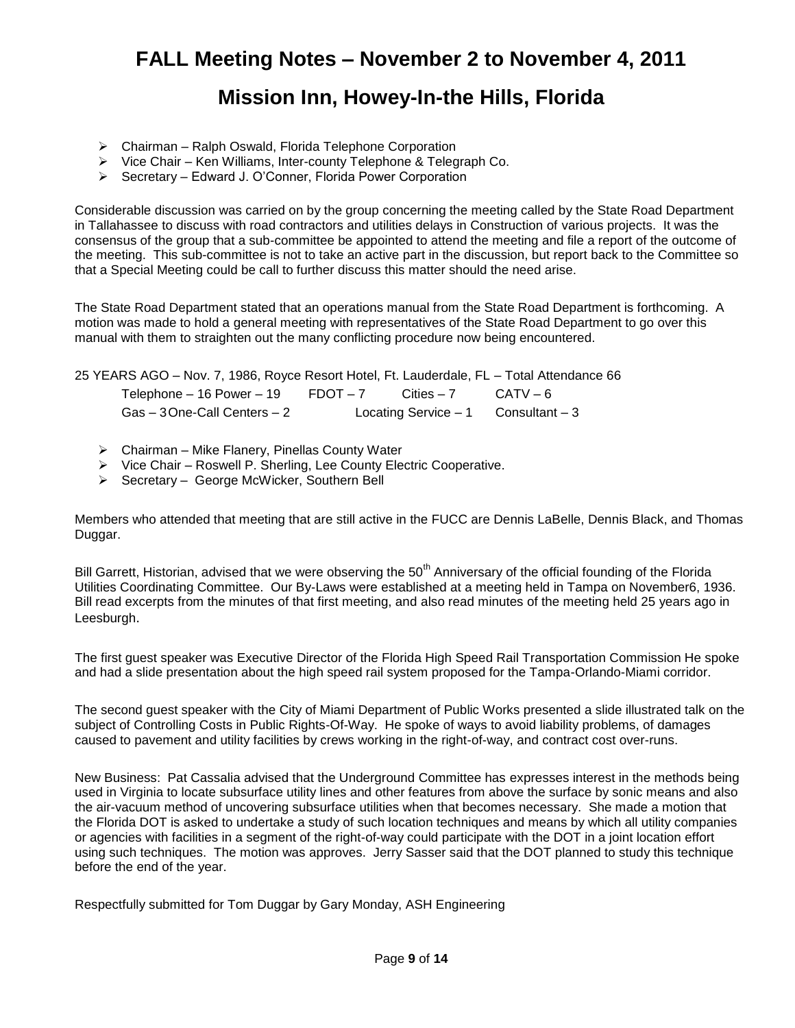# FALL Meeting Notes – November 2 to November 4, 2011

## Mission Inn, Howey-In-the Hills, Florida

- Chairman – Ralph Oswald, Florida Telephone Corporation
- Vice Chair – Ken Williams, Inter-county Telephone & Telegraph Co.
- Secretary – Edward J. O'Conner, Florida Power Corporation

Considerable discussion was carried on by the group concerning the meeting called by the State Road Department in Tallahassee to discuss with road contractors and utilities delays in Construction of various projects. It was the consensus of the group that a sub-committee be appointed to attend the meeting and file a report of the outcome of the meeting. This sub-committee is not to take an active part in the discussion, but report back to the Committee so that a Special Meeting could be call to further discuss this matter should the need arise.

The State Road Department stated that an operations manual from the State Road Department is forthcoming. A motion was made to hold a general meeting with representatives of the State Road Department to go over this manual with them to straighten out the many conflicting procedure now being encountered.

25 YEARS AGO – Nov. 7, 1986, Royce Resort Hotel, Ft. Lauderdale, FL – Total Attendance 66

| | | | | |
|---|---|---|---|---|
| Telephone – 16 | Power – 19 | FDOT – 7 | Cities – 7 | CATV – 6 |
| Gas – 3 | One-Call Centers – 2 | | Locating Service – 1 | Consultant – 3 |

- Chairman – Mike Flanery, Pinellas County Water
- Vice Chair – Roswell P. Sherling, Lee County Electric Cooperative.
- Secretary – George McWicker, Southern Bell

Members who attended that meeting that are still active in the FUCC are Dennis LaBelle, Dennis Black, and Thomas Duggar.

Bill Garrett, Historian, advised that we were observing the 50th Anniversary of the official founding of the Florida Utilities Coordinating Committee. Our By-Laws were established at a meeting held in Tampa on November6, 1936. Bill read excerpts from the minutes of that first meeting, and also read minutes of the meeting held 25 years ago in Leesburgh.

The first guest speaker was Executive Director of the Florida High Speed Rail Transportation Commission He spoke and had a slide presentation about the high speed rail system proposed for the Tampa-Orlando-Miami corridor.

The second guest speaker with the City of Miami Department of Public Works presented a slide illustrated talk on the subject of Controlling Costs in Public Rights-Of-Way. He spoke of ways to avoid liability problems, of damages caused to pavement and utility facilities by crews working in the right-of-way, and contract cost over-runs.

New Business: Pat Cassalia advised that the Underground Committee has expresses interest in the methods being used in Virginia to locate subsurface utility lines and other features from above the surface by sonic means and also the air-vacuum method of uncovering subsurface utilities when that becomes necessary. She made a motion that the Florida DOT is asked to undertake a study of such location techniques and means by which all utility companies or agencies with facilities in a segment of the right-of-way could participate with the DOT in a joint location effort using such techniques. The motion was approves. Jerry Sasser said that the DOT planned to study this technique before the end of the year.

Respectfully submitted for Tom Duggar by Gary Monday, ASH Engineering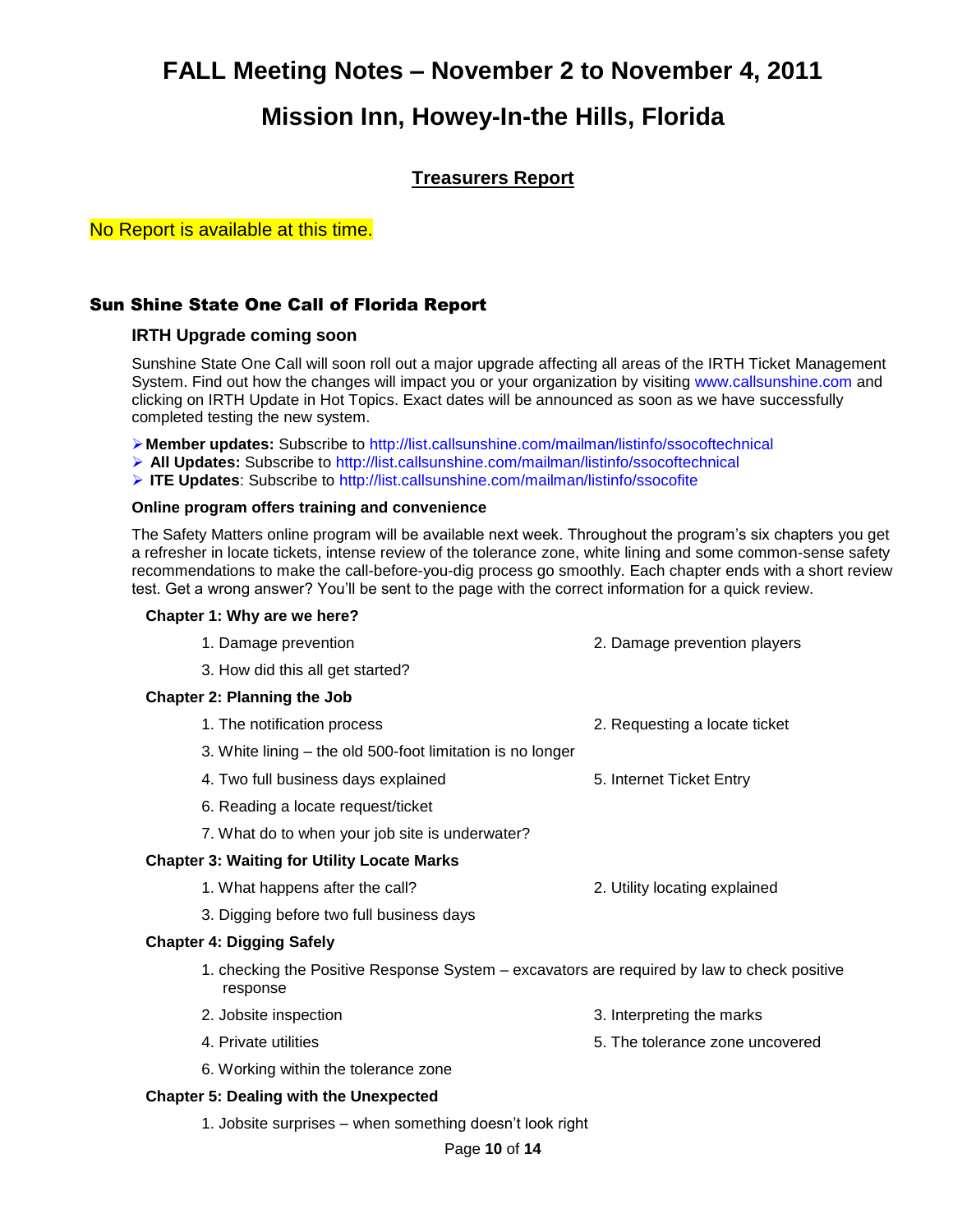# FALL Meeting Notes – November 2 to November 4, 2011

# Mission Inn, Howey-In-the Hills, Florida

## Treasurers Report

No Report is available at this time.

## Sun Shine State One Call of Florida Report

### IRTH Upgrade coming soon

Sunshine State One Call will soon roll out a major upgrade affecting all areas of the IRTH Ticket Management System. Find out how the changes will impact you or your organization by visiting www.callsunshine.com and clicking on IRTH Update in Hot Topics. Exact dates will be announced as soon as we have successfully completed testing the new system.

- **Member updates:** Subscribe to http://list.callsunshine.com/mailman/listinfo/ssocoftechnical
- **All Updates:** Subscribe to http://list.callsunshine.com/mailman/listinfo/ssocoftechnical
- **ITE Updates**: Subscribe to http://list.callsunshine.com/mailman/listinfo/ssocofite

**Online program offers training and convenience**

The Safety Matters online program will be available next week. Throughout the program's six chapters you get a refresher in locate tickets, intense review of the tolerance zone, white lining and some common-sense safety recommendations to make the call-before-you-dig process go smoothly. Each chapter ends with a short review test. Get a wrong answer? You'll be sent to the page with the correct information for a quick review.

**Chapter 1: Why are we here?**

1. Damage prevention
2. Damage prevention players
3. How did this all get started?

**Chapter 2: Planning the Job**

1. The notification process
2. Requesting a locate ticket
3. White lining – the old 500-foot limitation is no longer
4. Two full business days explained
5. Internet Ticket Entry
6. Reading a locate request/ticket
7. What do to when your job site is underwater?

**Chapter 3: Waiting for Utility Locate Marks**

1. What happens after the call?
2. Utility locating explained
3. Digging before two full business days

**Chapter 4: Digging Safely**

1. checking the Positive Response System – excavators are required by law to check positive response
2. Jobsite inspection
3. Interpreting the marks
4. Private utilities
5. The tolerance zone uncovered
6. Working within the tolerance zone

**Chapter 5: Dealing with the Unexpected**

1. Jobsite surprises – when something doesn't look right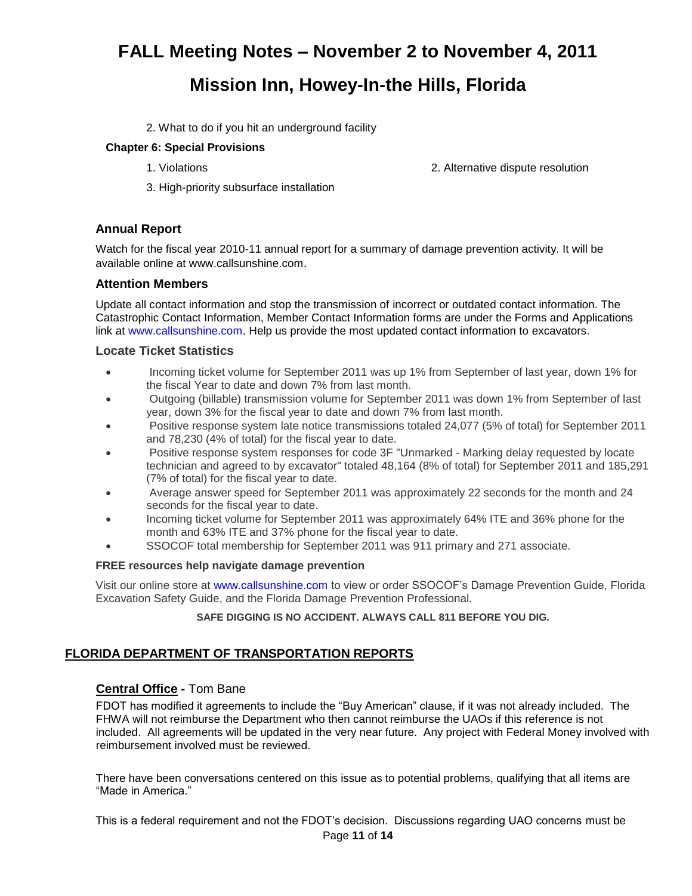2. What to do if you hit an underground facility

**Chapter 6: Special Provisions**

1. Violations
2. Alternative dispute resolution
3. High-priority subsurface installation

### Annual Report

Watch for the fiscal year 2010-11 annual report for a summary of damage prevention activity. It will be available online at www.callsunshine.com.

### Attention Members

Update all contact information and stop the transmission of incorrect or outdated contact information. The Catastrophic Contact Information, Member Contact Information forms are under the Forms and Applications link at www.callsunshine.com. Help us provide the most updated contact information to excavators.

### Locate Ticket Statistics

- Incoming ticket volume for September 2011 was up 1% from September of last year, down 1% for the fiscal Year to date and down 7% from last month.
- Outgoing (billable) transmission volume for September 2011 was down 1% from September of last year, down 3% for the fiscal year to date and down 7% from last month.
- Positive response system late notice transmissions totaled 24,077 (5% of total) for September 2011 and 78,230 (4% of total) for the fiscal year to date.
- Positive response system responses for code 3F "Unmarked - Marking delay requested by locate technician and agreed to by excavator" totaled 48,164 (8% of total) for September 2011 and 185,291 (7% of total) for the fiscal year to date.
- Average answer speed for September 2011 was approximately 22 seconds for the month and 24 seconds for the fiscal year to date.
- Incoming ticket volume for September 2011 was approximately 64% ITE and 36% phone for the month and 63% ITE and 37% phone for the fiscal year to date.
- SSOCOF total membership for September 2011 was 911 primary and 271 associate.

**FREE resources help navigate damage prevention**

Visit our online store at www.callsunshine.com to view or order SSOCOF's Damage Prevention Guide, Florida Excavation Safety Guide, and the Florida Damage Prevention Professional.

**SAFE DIGGING IS NO ACCIDENT. ALWAYS CALL 811 BEFORE YOU DIG.**

## FLORIDA DEPARTMENT OF TRANSPORTATION REPORTS

### Central Office - Tom Bane

FDOT has modified it agreements to include the "Buy American" clause, if it was not already included. The FHWA will not reimburse the Department who then cannot reimburse the UAOs if this reference is not included. All agreements will be updated in the very near future. Any project with Federal Money involved with reimbursement involved must be reviewed.

There have been conversations centered on this issue as to potential problems, qualifying that all items are "Made in America."

This is a federal requirement and not the FDOT's decision. Discussions regarding UAO concerns must be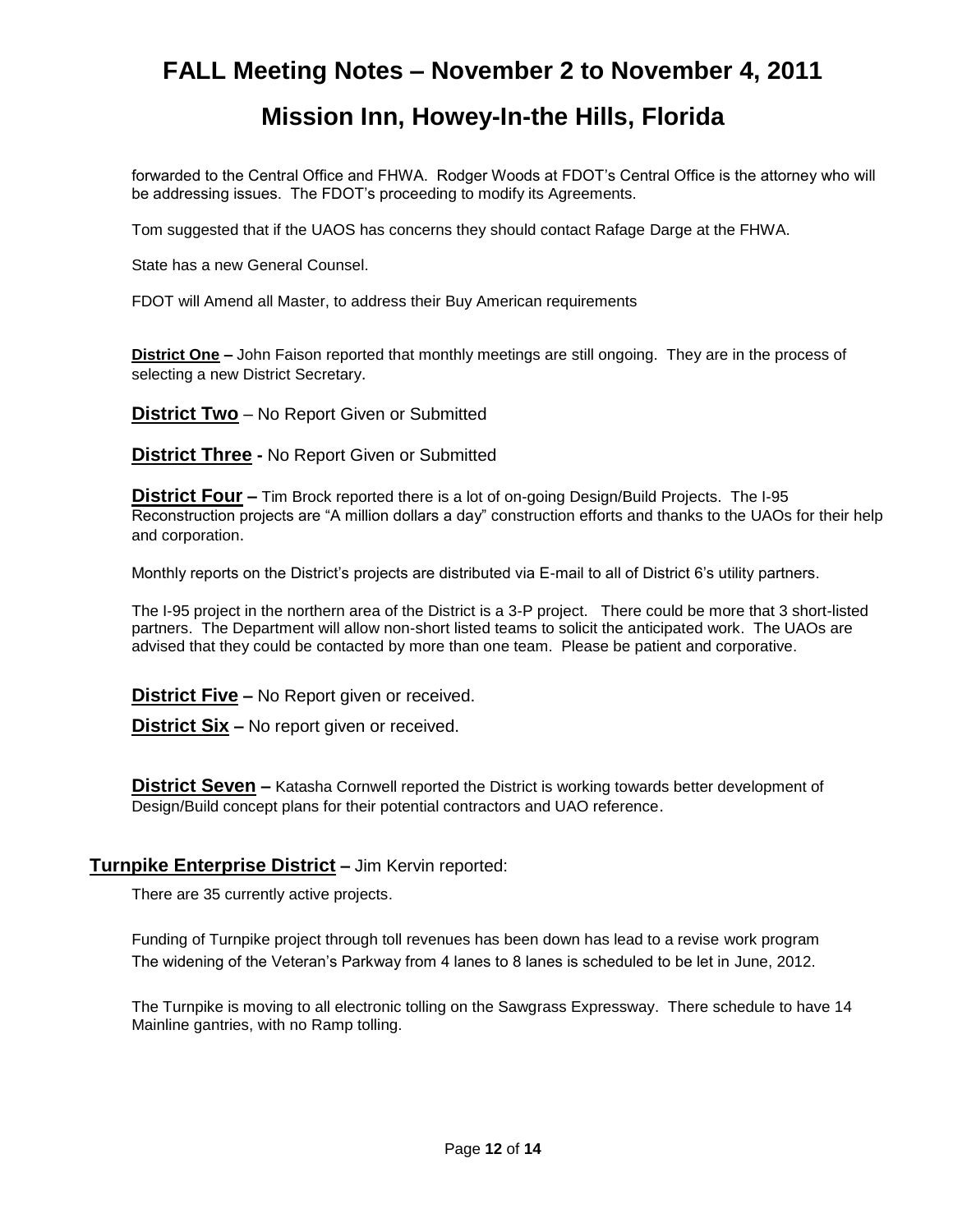forwarded to the Central Office and FHWA. Rodger Woods at FDOT's Central Office is the attorney who will be addressing issues. The FDOT's proceeding to modify its Agreements.

Tom suggested that if the UAOS has concerns they should contact Rafage Darge at the FHWA.

State has a new General Counsel.

FDOT will Amend all Master, to address their Buy American requirements

**District One –** John Faison reported that monthly meetings are still ongoing. They are in the process of selecting a new District Secretary.

**District Two** – No Report Given or Submitted

**District Three -** No Report Given or Submitted

**District Four –** Tim Brock reported there is a lot of on-going Design/Build Projects. The I-95 Reconstruction projects are "A million dollars a day" construction efforts and thanks to the UAOs for their help and corporation.

Monthly reports on the District's projects are distributed via E-mail to all of District 6's utility partners.

The I-95 project in the northern area of the District is a 3-P project. There could be more that 3 short-listed partners. The Department will allow non-short listed teams to solicit the anticipated work. The UAOs are advised that they could be contacted by more than one team. Please be patient and corporative.

**District Five –** No Report given or received.

**District Six –** No report given or received.

**District Seven –** Katasha Cornwell reported the District is working towards better development of Design/Build concept plans for their potential contractors and UAO reference.

**Turnpike Enterprise District –** Jim Kervin reported:

There are 35 currently active projects.

Funding of Turnpike project through toll revenues has been down has lead to a revise work program
The widening of the Veteran's Parkway from 4 lanes to 8 lanes is scheduled to be let in June, 2012.

The Turnpike is moving to all electronic tolling on the Sawgrass Expressway. There schedule to have 14 Mainline gantries, with no Ramp tolling.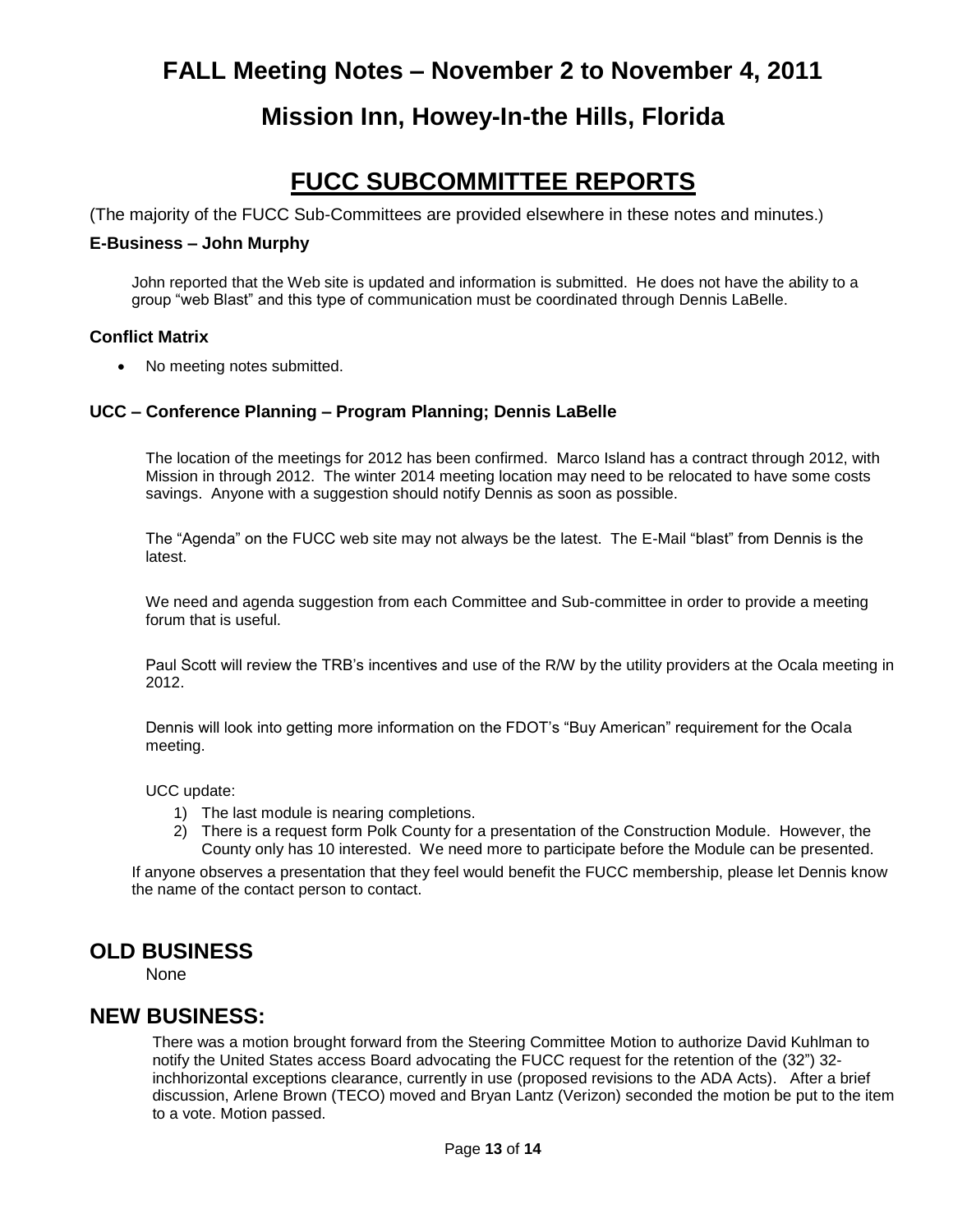# FALL Meeting Notes – November 2 to November 4, 2011

# Mission Inn, Howey-In-the Hills, Florida

## FUCC SUBCOMMITTEE REPORTS

(The majority of the FUCC Sub-Committees are provided elsewhere in these notes and minutes.)

### E-Business – John Murphy

John reported that the Web site is updated and information is submitted. He does not have the ability to a group "web Blast" and this type of communication must be coordinated through Dennis LaBelle.

### Conflict Matrix

- No meeting notes submitted.

### UCC – Conference Planning – Program Planning; Dennis LaBelle

The location of the meetings for 2012 has been confirmed. Marco Island has a contract through 2012, with Mission in through 2012. The winter 2014 meeting location may need to be relocated to have some costs savings. Anyone with a suggestion should notify Dennis as soon as possible.

The "Agenda" on the FUCC web site may not always be the latest. The E-Mail "blast" from Dennis is the latest.

We need and agenda suggestion from each Committee and Sub-committee in order to provide a meeting forum that is useful.

Paul Scott will review the TRB's incentives and use of the R/W by the utility providers at the Ocala meeting in 2012.

Dennis will look into getting more information on the FDOT's "Buy American" requirement for the Ocala meeting.

UCC update:

1) The last module is nearing completions.
2) There is a request form Polk County for a presentation of the Construction Module. However, the County only has 10 interested. We need more to participate before the Module can be presented.

If anyone observes a presentation that they feel would benefit the FUCC membership, please let Dennis know the name of the contact person to contact.

## OLD BUSINESS

None

## NEW BUSINESS:

There was a motion brought forward from the Steering Committee Motion to authorize David Kuhlman to notify the United States access Board advocating the FUCC request for the retention of the (32") 32-inchhorizontal exceptions clearance, currently in use (proposed revisions to the ADA Acts). After a brief discussion, Arlene Brown (TECO) moved and Bryan Lantz (Verizon) seconded the motion be put to the item to a vote. Motion passed.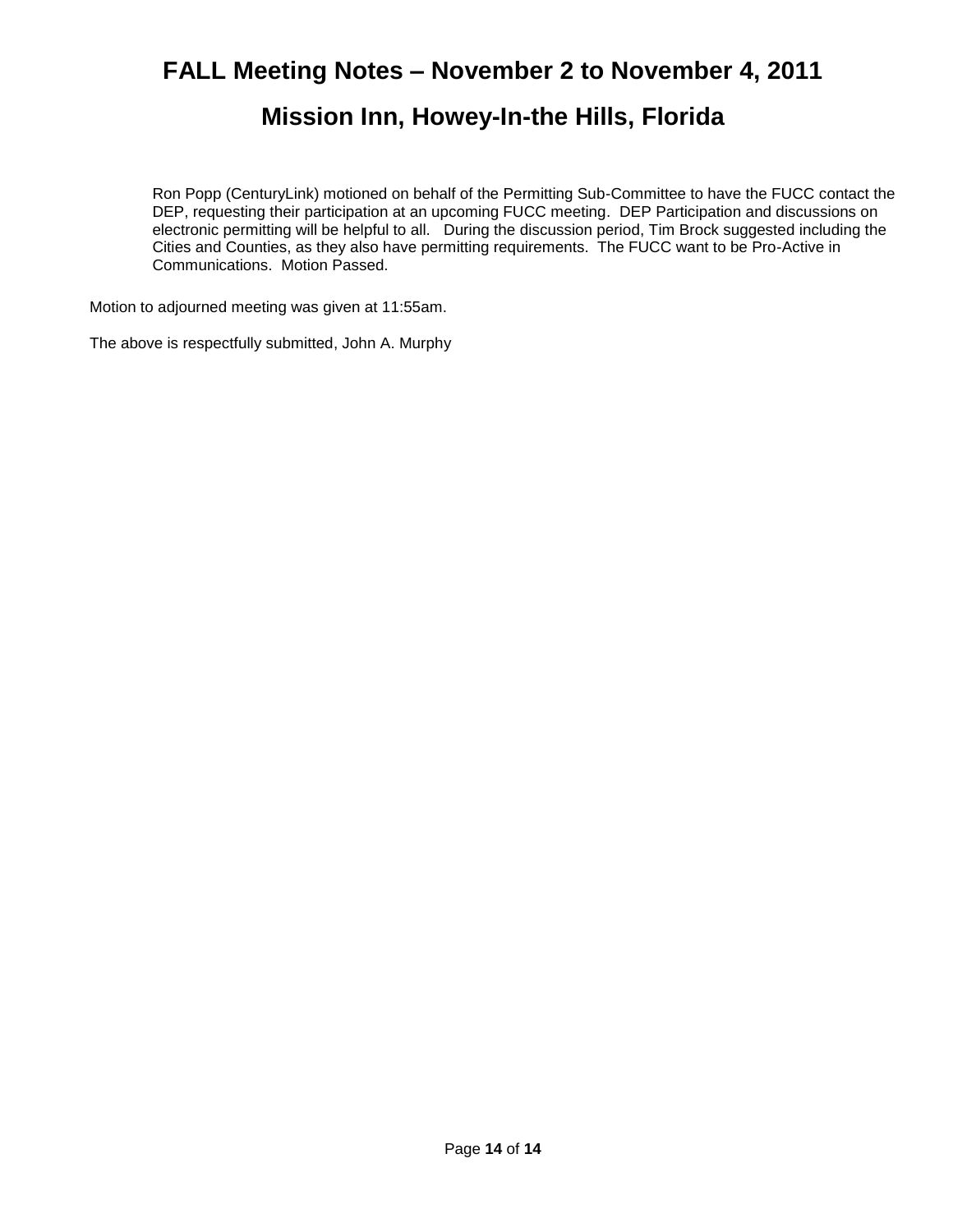Ron Popp (CenturyLink) motioned on behalf of the Permitting Sub-Committee to have the FUCC contact the DEP, requesting their participation at an upcoming FUCC meeting. DEP Participation and discussions on electronic permitting will be helpful to all. During the discussion period, Tim Brock suggested including the Cities and Counties, as they also have permitting requirements. The FUCC want to be Pro-Active in Communications. Motion Passed.

Motion to adjourned meeting was given at 11:55am.

The above is respectfully submitted, John A. Murphy